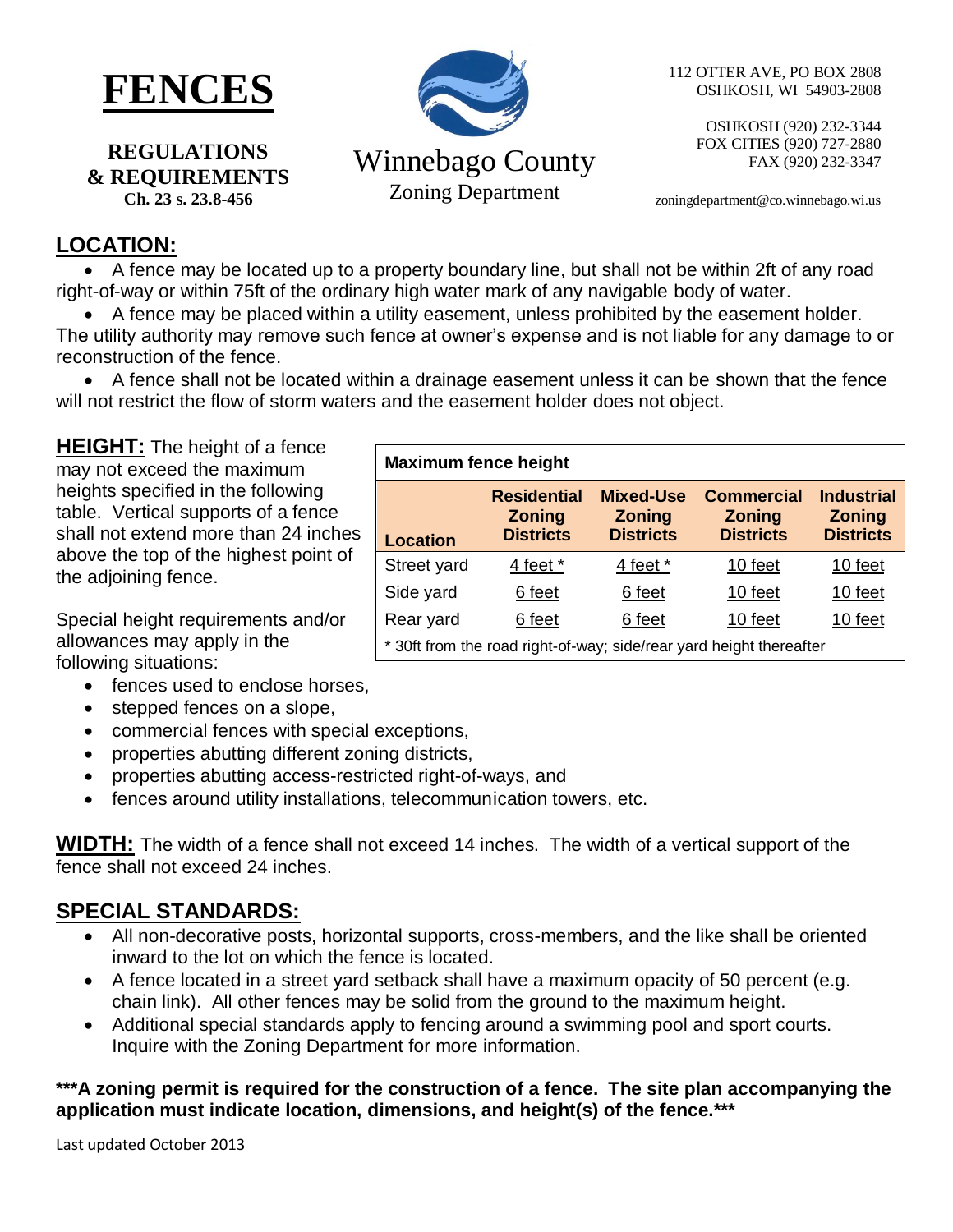# FENCES

**REGULATIONS & REQUIREMENTS**
**Ch. 23 s. 23.8-456**

Winnebago County
Zoning Department

112 OTTER AVE, PO BOX 2808
OSHKOSH, WI 54903-2808

OSHKOSH (920) 232-3344
FOX CITIES (920) 727-2880
FAX (920) 232-3347

zoningdepartment@co.winnebago.wi.us

## LOCATION:

- A fence may be located up to a property boundary line, but shall not be within 2ft of any road right-of-way or within 75ft of the ordinary high water mark of any navigable body of water.
- A fence may be placed within a utility easement, unless prohibited by the easement holder. The utility authority may remove such fence at owner's expense and is not liable for any damage to or reconstruction of the fence.
- A fence shall not be located within a drainage easement unless it can be shown that the fence will not restrict the flow of storm waters and the easement holder does not object.

**HEIGHT:** The height of a fence may not exceed the maximum heights specified in the following table. Vertical supports of a fence shall not extend more than 24 inches above the top of the highest point of the adjoining fence.

**Maximum fence height**

| Location | Residential Zoning Districts | Mixed-Use Zoning Districts | Commercial Zoning Districts | Industrial Zoning Districts |
|---|---|---|---|---|
| Street yard | 4 feet * | 4 feet * | 10 feet | 10 feet |
| Side yard | 6 feet | 6 feet | 10 feet | 10 feet |
| Rear yard | 6 feet | 6 feet | 10 feet | 10 feet |

\* 30ft from the road right-of-way; side/rear yard height thereafter

Special height requirements and/or allowances may apply in the following situations:

- fences used to enclose horses,
- stepped fences on a slope,
- commercial fences with special exceptions,
- properties abutting different zoning districts,
- properties abutting access-restricted right-of-ways, and
- fences around utility installations, telecommunication towers, etc.

**WIDTH:** The width of a fence shall not exceed 14 inches. The width of a vertical support of the fence shall not exceed 24 inches.

## SPECIAL STANDARDS:

- All non-decorative posts, horizontal supports, cross-members, and the like shall be oriented inward to the lot on which the fence is located.
- A fence located in a street yard setback shall have a maximum opacity of 50 percent (e.g. chain link). All other fences may be solid from the ground to the maximum height.
- Additional special standards apply to fencing around a swimming pool and sport courts. Inquire with the Zoning Department for more information.

**\*\*\*A zoning permit is required for the construction of a fence. The site plan accompanying the application must indicate location, dimensions, and height(s) of the fence.\*\*\***

Last updated October 2013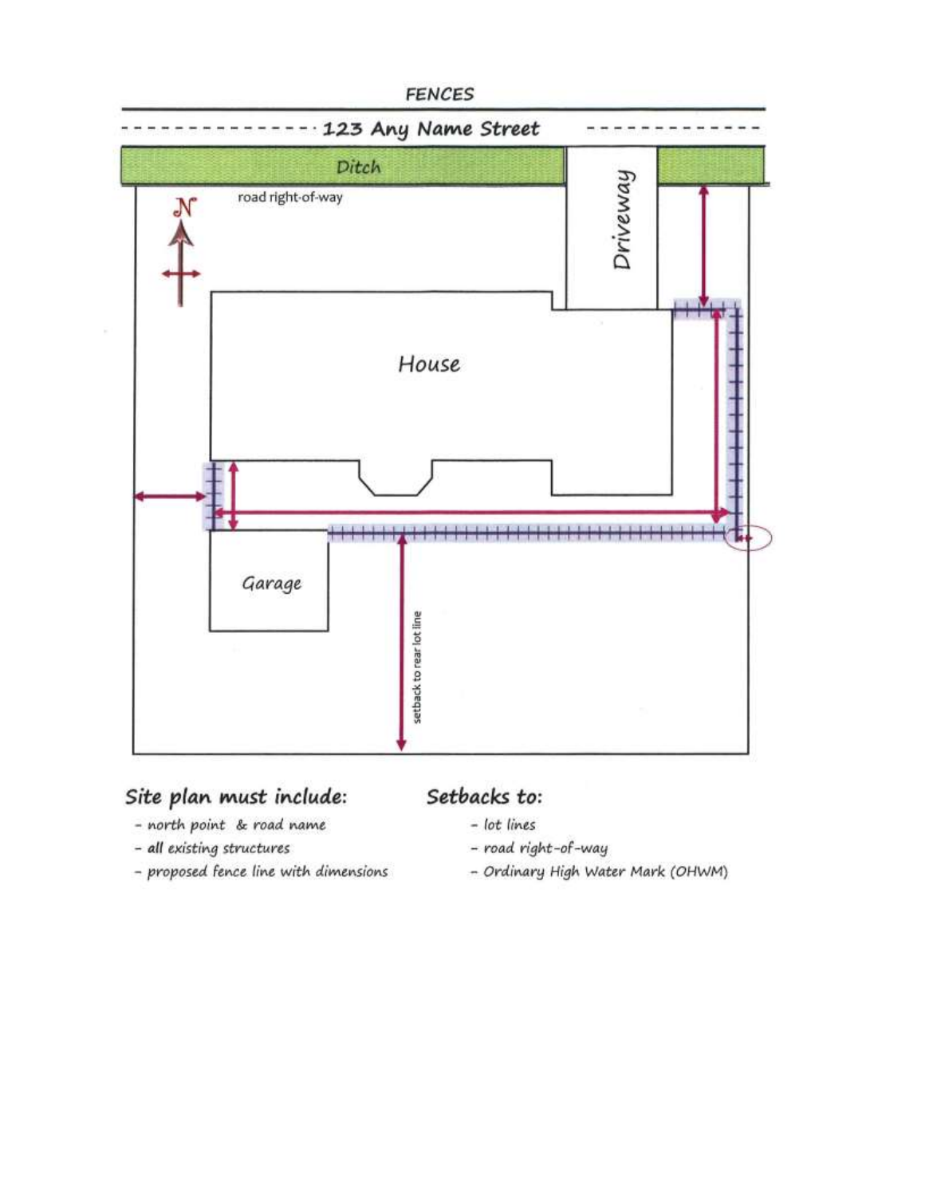# FENCES

123 Any Name Street

Ditch

road right-of-way

N

Driveway

House

Garage

setback to rear lot line

## Site plan must include:

- north point & road name
- **all** existing structures
- proposed fence line with dimensions

## Setbacks to:

- lot lines
- road right-of-way
- Ordinary High Water Mark (OHWM)